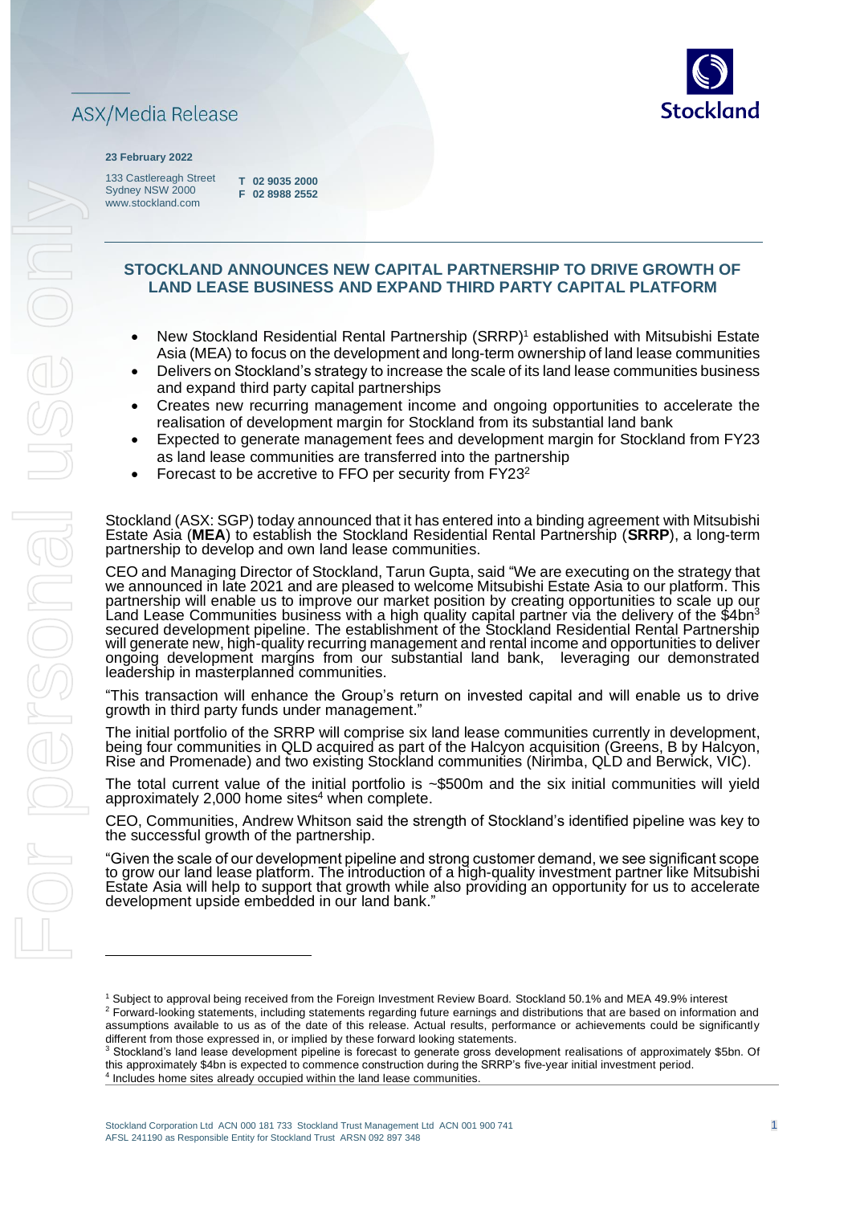ASX/Media Release

**23 February 2022**

133 Castlereagh Street
Sydney NSW 2000
www.stockland.com

**T 02 9035 2000**
**F 02 8988 2552**

## STOCKLAND ANNOUNCES NEW CAPITAL PARTNERSHIP TO DRIVE GROWTH OF LAND LEASE BUSINESS AND EXPAND THIRD PARTY CAPITAL PLATFORM

- New Stockland Residential Rental Partnership (SRRP)[1] established with Mitsubishi Estate Asia (MEA) to focus on the development and long-term ownership of land lease communities
- Delivers on Stockland's strategy to increase the scale of its land lease communities business and expand third party capital partnerships
- Creates new recurring management income and ongoing opportunities to accelerate the realisation of development margin for Stockland from its substantial land bank
- Expected to generate management fees and development margin for Stockland from FY23 as land lease communities are transferred into the partnership
- Forecast to be accretive to FFO per security from FY23[2]

Stockland (ASX: SGP) today announced that it has entered into a binding agreement with Mitsubishi Estate Asia (**MEA**) to establish the Stockland Residential Rental Partnership (**SRRP**), a long-term partnership to develop and own land lease communities.

CEO and Managing Director of Stockland, Tarun Gupta, said "We are executing on the strategy that we announced in late 2021 and are pleased to welcome Mitsubishi Estate Asia to our platform. This partnership will enable us to improve our market position by creating opportunities to scale up our Land Lease Communities business with a high quality capital partner via the delivery of the $4bn[3] secured development pipeline. The establishment of the Stockland Residential Rental Partnership will generate new, high-quality recurring management and rental income and opportunities to deliver ongoing development margins from our substantial land bank, leveraging our demonstrated leadership in masterplanned communities.

"This transaction will enhance the Group's return on invested capital and will enable us to drive growth in third party funds under management."

The initial portfolio of the SRRP will comprise six land lease communities currently in development, being four communities in QLD acquired as part of the Halcyon acquisition (Greens, B by Halcyon, Rise and Promenade) and two existing Stockland communities (Nirimba, QLD and Berwick, VIC).

The total current value of the initial portfolio is ~$500m and the six initial communities will yield approximately 2,000 home sites[4] when complete.

CEO, Communities, Andrew Whitson said the strength of Stockland's identified pipeline was key to the successful growth of the partnership.

"Given the scale of our development pipeline and strong customer demand, we see significant scope to grow our land lease platform. The introduction of a high-quality investment partner like Mitsubishi Estate Asia will help to support that growth while also providing an opportunity for us to accelerate development upside embedded in our land bank."

---

[1] Subject to approval being received from the Foreign Investment Review Board. Stockland 50.1% and MEA 49.9% interest

[2] Forward-looking statements, including statements regarding future earnings and distributions that are based on information and assumptions available to us as of the date of this release. Actual results, performance or achievements could be significantly different from those expressed in, or implied by these forward looking statements.

[3] Stockland's land lease development pipeline is forecast to generate gross development realisations of approximately $5bn. Of this approximately $4bn is expected to commence construction during the SRRP's five-year initial investment period.

[4] Includes home sites already occupied within the land lease communities.

Stockland Corporation Ltd ACN 000 181 733 Stockland Trust Management Ltd ACN 001 900 741
AFSL 241190 as Responsible Entity for Stockland Trust ARSN 092 897 348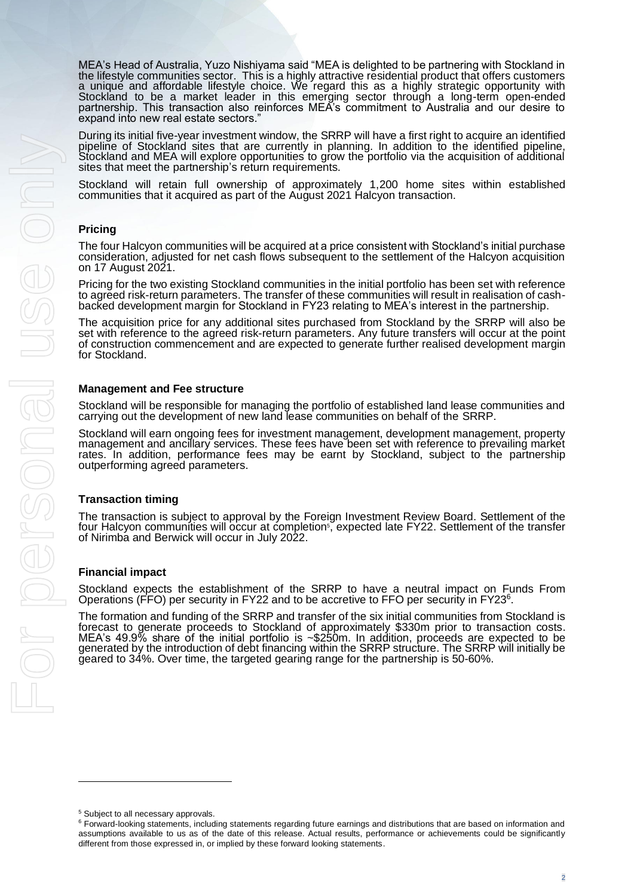MEA's Head of Australia, Yuzo Nishiyama said "MEA is delighted to be partnering with Stockland in the lifestyle communities sector. This is a highly attractive residential product that offers customers a unique and affordable lifestyle choice. We regard this as a highly strategic opportunity with Stockland to be a market leader in this emerging sector through a long-term open-ended partnership. This transaction also reinforces MEA's commitment to Australia and our desire to expand into new real estate sectors."

During its initial five-year investment window, the SRRP will have a first right to acquire an identified pipeline of Stockland sites that are currently in planning. In addition to the identified pipeline, Stockland and MEA will explore opportunities to grow the portfolio via the acquisition of additional sites that meet the partnership's return requirements.

Stockland will retain full ownership of approximately 1,200 home sites within established communities that it acquired as part of the August 2021 Halcyon transaction.

**Pricing**

The four Halcyon communities will be acquired at a price consistent with Stockland's initial purchase consideration, adjusted for net cash flows subsequent to the settlement of the Halcyon acquisition on 17 August 2021.

Pricing for the two existing Stockland communities in the initial portfolio has been set with reference to agreed risk-return parameters. The transfer of these communities will result in realisation of cash-backed development margin for Stockland in FY23 relating to MEA's interest in the partnership.

The acquisition price for any additional sites purchased from Stockland by the SRRP will also be set with reference to the agreed risk-return parameters. Any future transfers will occur at the point of construction commencement and are expected to generate further realised development margin for Stockland.

**Management and Fee structure**

Stockland will be responsible for managing the portfolio of established land lease communities and carrying out the development of new land lease communities on behalf of the SRRP.

Stockland will earn ongoing fees for investment management, development management, property management and ancillary services. These fees have been set with reference to prevailing market rates. In addition, performance fees may be earnt by Stockland, subject to the partnership outperforming agreed parameters.

**Transaction timing**

The transaction is subject to approval by the Foreign Investment Review Board. Settlement of the four Halcyon communities will occur at completion[5], expected late FY22. Settlement of the transfer of Nirimba and Berwick will occur in July 2022.

**Financial impact**

Stockland expects the establishment of the SRRP to have a neutral impact on Funds From Operations (FFO) per security in FY22 and to be accretive to FFO per security in FY23[6].

The formation and funding of the SRRP and transfer of the six initial communities from Stockland is forecast to generate proceeds to Stockland of approximately $330m prior to transaction costs. MEA's 49.9% share of the initial portfolio is ~$250m. In addition, proceeds are expected to be generated by the introduction of debt financing within the SRRP structure. The SRRP will initially be geared to 34%. Over time, the targeted gearing range for the partnership is 50-60%.

---

[5] Subject to all necessary approvals.

[6] Forward-looking statements, including statements regarding future earnings and distributions that are based on information and assumptions available to us as of the date of this release. Actual results, performance or achievements could be significantly different from those expressed in, or implied by these forward looking statements.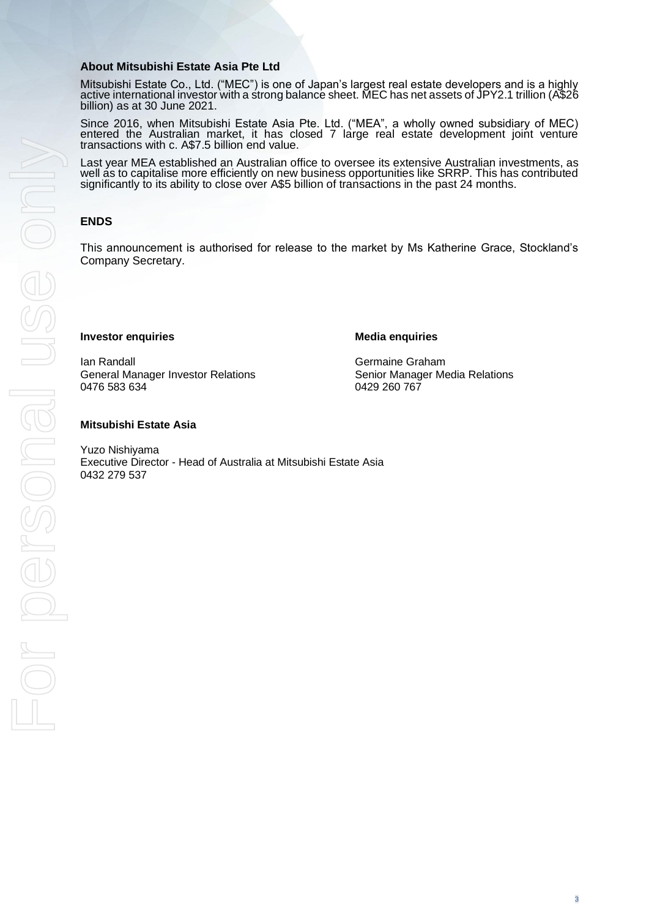### About Mitsubishi Estate Asia Pte Ltd

Mitsubishi Estate Co., Ltd. ("MEC") is one of Japan's largest real estate developers and is a highly active international investor with a strong balance sheet. MEC has net assets of JPY2.1 trillion (A$26 billion) as at 30 June 2021.

Since 2016, when Mitsubishi Estate Asia Pte. Ltd. ("MEA", a wholly owned subsidiary of MEC) entered the Australian market, it has closed 7 large real estate development joint venture transactions with c. A$7.5 billion end value.

Last year MEA established an Australian office to oversee its extensive Australian investments, as well as to capitalise more efficiently on new business opportunities like SRRP. This has contributed significantly to its ability to close over A$5 billion of transactions in the past 24 months.

**ENDS**

This announcement is authorised for release to the market by Ms Katherine Grace, Stockland's Company Secretary.

**Investor enquiries**

Ian Randall
General Manager Investor Relations
0476 583 634

**Media enquiries**

Germaine Graham
Senior Manager Media Relations
0429 260 767

**Mitsubishi Estate Asia**

Yuzo Nishiyama
Executive Director - Head of Australia at Mitsubishi Estate Asia
0432 279 537